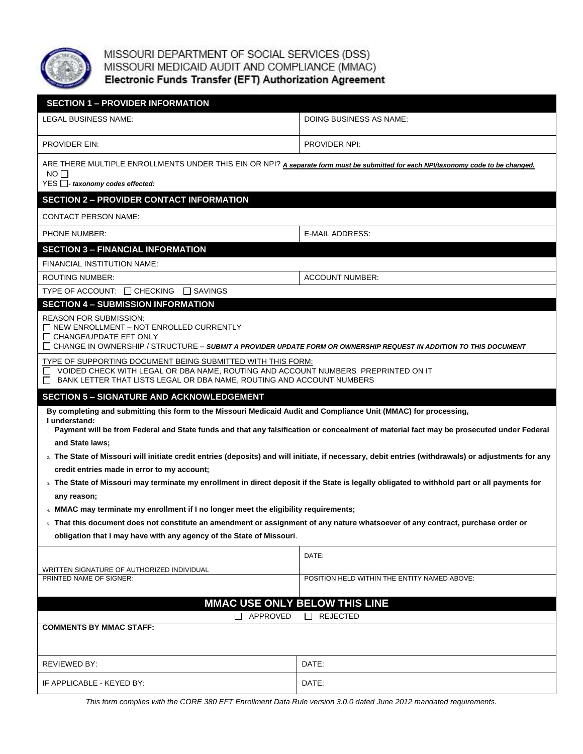MISSOURI DEPARTMENT OF SOCIAL SERVICES (DSS)
MISSOURI MEDICAID AUDIT AND COMPLIANCE (MMAC)

**Electronic Funds Transfer (EFT) Authorization Agreement**

## SECTION 1 – PROVIDER INFORMATION

| LEGAL BUSINESS NAME: | DOING BUSINESS AS NAME: |
|---|---|
| PROVIDER EIN: | PROVIDER NPI: |

ARE THERE MULTIPLE ENROLLMENTS UNDER THIS EIN OR NPI? ***A separate form must be submitted for each NPI/taxonomy code to be changed.***

NO ☐

YES ☐ ***- taxonomy codes effected:***

## SECTION 2 – PROVIDER CONTACT INFORMATION

| CONTACT PERSON NAME: | |
|---|---|
| PHONE NUMBER: | E-MAIL ADDRESS: |

## SECTION 3 – FINANCIAL INFORMATION

| FINANCIAL INSTITUTION NAME: | |
|---|---|
| ROUTING NUMBER: | ACCOUNT NUMBER: |

TYPE OF ACCOUNT: ☐ CHECKING ☐ SAVINGS

## SECTION 4 – SUBMISSION INFORMATION

REASON FOR SUBMISSION:

☐ NEW ENROLLMENT – NOT ENROLLED CURRENTLY
☐ CHANGE/UPDATE EFT ONLY
☐ CHANGE IN OWNERSHIP / STRUCTURE – ***SUBMIT A PROVIDER UPDATE FORM OR OWNERSHIP REQUEST IN ADDITION TO THIS DOCUMENT***

TYPE OF SUPPORTING DOCUMENT BEING SUBMITTED WITH THIS FORM:

☐ VOIDED CHECK WITH LEGAL OR DBA NAME, ROUTING AND ACCOUNT NUMBERS PREPRINTED ON IT
☐ BANK LETTER THAT LISTS LEGAL OR DBA NAME, ROUTING AND ACCOUNT NUMBERS

## SECTION 5 – SIGNATURE AND ACKNOWLEDGEMENT

**By completing and submitting this form to the Missouri Medicaid Audit and Compliance Unit (MMAC) for processing, I understand:**

1. **Payment will be from Federal and State funds and that any falsification or concealment of material fact may be prosecuted under Federal and State laws;**
2. **The State of Missouri will initiate credit entries (deposits) and will initiate, if necessary, debit entries (withdrawals) or adjustments for any credit entries made in error to my account;**
3. **The State of Missouri may terminate my enrollment in direct deposit if the State is legally obligated to withhold part or all payments for any reason;**
4. **MMAC may terminate my enrollment if I no longer meet the eligibility requirements;**
5. **That this document does not constitute an amendment or assignment of any nature whatsoever of any contract, purchase order or obligation that I may have with any agency of the State of Missouri**.

| WRITTEN SIGNATURE OF AUTHORIZED INDIVIDUAL | DATE: |
|---|---|
| PRINTED NAME OF SIGNER: | POSITION HELD WITHIN THE ENTITY NAMED ABOVE: |

## MMAC USE ONLY BELOW THIS LINE

☐ APPROVED ☐ REJECTED

**COMMENTS BY MMAC STAFF:**

| REVIEWED BY: | DATE: |
|---|---|
| IF APPLICABLE - KEYED BY: | DATE: |

*This form complies with the CORE 380 EFT Enrollment Data Rule version 3.0.0 dated June 2012 mandated requirements.*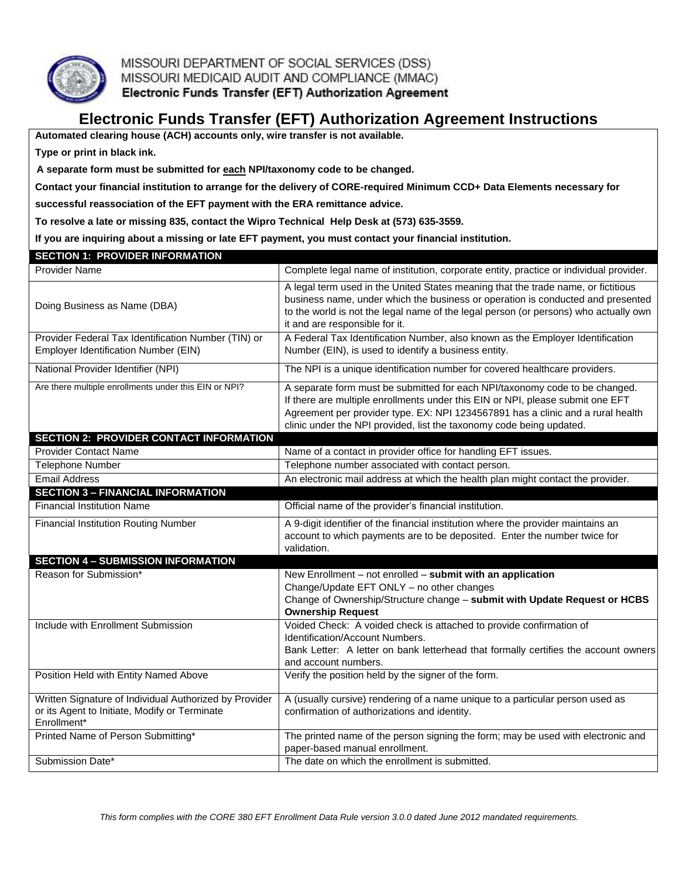MISSOURI DEPARTMENT OF SOCIAL SERVICES (DSS)
MISSOURI MEDICAID AUDIT AND COMPLIANCE (MMAC)
**Electronic Funds Transfer (EFT) Authorization Agreement**

# Electronic Funds Transfer (EFT) Authorization Agreement Instructions

**Automated clearing house (ACH) accounts only, wire transfer is not available.**

**Type or print in black ink.**

**A separate form must be submitted for each NPI/taxonomy code to be changed.**

**Contact your financial institution to arrange for the delivery of CORE-required Minimum CCD+ Data Elements necessary for successful reassociation of the EFT payment with the ERA remittance advice.**

**To resolve a late or missing 835, contact the Wipro Technical Help Desk at (573) 635-3559.**

**If you are inquiring about a missing or late EFT payment, you must contact your financial institution.**

| | |
|---|---|
| **SECTION 1: PROVIDER INFORMATION** | |
| Provider Name | Complete legal name of institution, corporate entity, practice or individual provider. |
| Doing Business as Name (DBA) | A legal term used in the United States meaning that the trade name, or fictitious business name, under which the business or operation is conducted and presented to the world is not the legal name of the legal person (or persons) who actually own it and are responsible for it. |
| Provider Federal Tax Identification Number (TIN) or Employer Identification Number (EIN) | A Federal Tax Identification Number, also known as the Employer Identification Number (EIN), is used to identify a business entity. |
| National Provider Identifier (NPI) | The NPI is a unique identification number for covered healthcare providers. |
| Are there multiple enrollments under this EIN or NPI? | A separate form must be submitted for each NPI/taxonomy code to be changed. If there are multiple enrollments under this EIN or NPI, please submit one EFT Agreement per provider type. EX: NPI 1234567891 has a clinic and a rural health clinic under the NPI provided, list the taxonomy code being updated. |
| **SECTION 2: PROVIDER CONTACT INFORMATION** | |
| Provider Contact Name | Name of a contact in provider office for handling EFT issues. |
| Telephone Number | Telephone number associated with contact person. |
| Email Address | An electronic mail address at which the health plan might contact the provider. |
| **SECTION 3 – FINANCIAL INFORMATION** | |
| Financial Institution Name | Official name of the provider's financial institution. |
| Financial Institution Routing Number | A 9-digit identifier of the financial institution where the provider maintains an account to which payments are to be deposited. Enter the number twice for validation. |
| **SECTION 4 – SUBMISSION INFORMATION** | |
| Reason for Submission* | New Enrollment – not enrolled – **submit with an application**<br>Change/Update EFT ONLY – no other changes<br>Change of Ownership/Structure change – **submit with Update Request or HCBS Ownership Request** |
| Include with Enrollment Submission | Voided Check: A voided check is attached to provide confirmation of Identification/Account Numbers.<br>Bank Letter: A letter on bank letterhead that formally certifies the account owners and account numbers. |
| Position Held with Entity Named Above | Verify the position held by the signer of the form. |
| Written Signature of Individual Authorized by Provider or its Agent to Initiate, Modify or Terminate Enrollment* | A (usually cursive) rendering of a name unique to a particular person used as confirmation of authorizations and identity. |
| Printed Name of Person Submitting* | The printed name of the person signing the form; may be used with electronic and paper-based manual enrollment. |
| Submission Date* | The date on which the enrollment is submitted. |

*This form complies with the CORE 380 EFT Enrollment Data Rule version 3.0.0 dated June 2012 mandated requirements.*